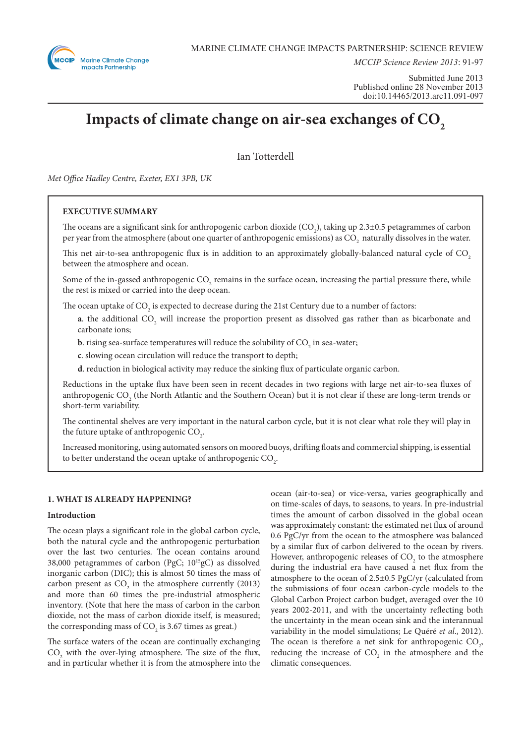MARINE CLIMATE CHANGE IMPACTS PARTNERSHIP: SCIENCE REVIEW

*MCCIP Science Review 2013*: 91-97

Submitted June 2013
Published online 28 November 2013
doi:10.14465/2013.arc11.091-097

# Impacts of climate change on air-sea exchanges of $CO_2$

Ian Totterdell

*Met Office Hadley Centre, Exeter, EX1 3PB, UK*

## EXECUTIVE SUMMARY

The oceans are a significant sink for anthropogenic carbon dioxide ($CO_2$), taking up 2.3±0.5 petagrammes of carbon per year from the atmosphere (about one quarter of anthropogenic emissions) as $CO_2$ naturally dissolves in the water.

This net air-to-sea anthropogenic flux is in addition to an approximately globally-balanced natural cycle of $CO_2$ between the atmosphere and ocean.

Some of the in-gassed anthropogenic $CO_2$ remains in the surface ocean, increasing the partial pressure there, while the rest is mixed or carried into the deep ocean.

The ocean uptake of $CO_2$ is expected to decrease during the 21st Century due to a number of factors:

- **a**. the additional $CO_2$ will increase the proportion present as dissolved gas rather than as bicarbonate and carbonate ions;
- **b**. rising sea-surface temperatures will reduce the solubility of $CO_2$ in sea-water;
- **c**. slowing ocean circulation will reduce the transport to depth;
- **d**. reduction in biological activity may reduce the sinking flux of particulate organic carbon.

Reductions in the uptake flux have been seen in recent decades in two regions with large net air-to-sea fluxes of anthropogenic $CO_2$ (the North Atlantic and the Southern Ocean) but it is not clear if these are long-term trends or short-term variability.

The continental shelves are very important in the natural carbon cycle, but it is not clear what role they will play in the future uptake of anthropogenic $CO_2$.

Increased monitoring, using automated sensors on moored buoys, drifting floats and commercial shipping, is essential to better understand the ocean uptake of anthropogenic $CO_2$.

## 1. WHAT IS ALREADY HAPPENING?

### Introduction

The ocean plays a significant role in the global carbon cycle, both the natural cycle and the anthropogenic perturbation over the last two centuries. The ocean contains around 38,000 petagrammes of carbon (PgC; $10^{15}$gC) as dissolved inorganic carbon (DIC); this is almost 50 times the mass of carbon present as $CO_2$ in the atmosphere currently (2013) and more than 60 times the pre-industrial atmospheric inventory. (Note that here the mass of carbon in the carbon dioxide, not the mass of carbon dioxide itself, is measured; the corresponding mass of $CO_2$ is 3.67 times as great.)

The surface waters of the ocean are continually exchanging $CO_2$ with the over-lying atmosphere. The size of the flux, and in particular whether it is from the atmosphere into the ocean (air-to-sea) or vice-versa, varies geographically and on time-scales of days, to seasons, to years. In pre-industrial times the amount of carbon dissolved in the global ocean was approximately constant: the estimated net flux of around 0.6 PgC/yr from the ocean to the atmosphere was balanced by a similar flux of carbon delivered to the ocean by rivers. However, anthropogenic releases of $CO_2$ to the atmosphere during the industrial era have caused a net flux from the atmosphere to the ocean of 2.5±0.5 PgC/yr (calculated from the submissions of four ocean carbon-cycle models to the Global Carbon Project carbon budget, averaged over the 10 years 2002-2011, and with the uncertainty reflecting both the uncertainty in the mean ocean sink and the interannual variability in the model simulations; Le Quéré *et al*., 2012). The ocean is therefore a net sink for anthropogenic $CO_2$, reducing the increase of $CO_2$ in the atmosphere and the climatic consequences.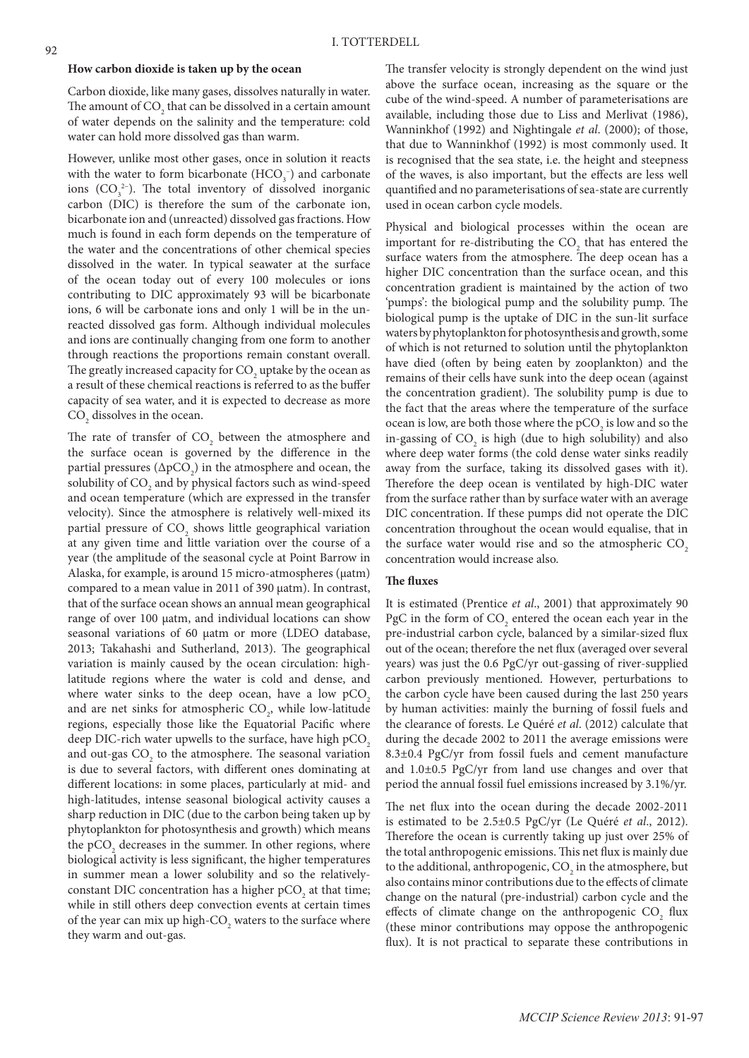### How carbon dioxide is taken up by the ocean

Carbon dioxide, like many gases, dissolves naturally in water. The amount of $CO_2$ that can be dissolved in a certain amount of water depends on the salinity and the temperature: cold water can hold more dissolved gas than warm.

However, unlike most other gases, once in solution it reacts with the water to form bicarbonate ($HCO_3^-$) and carbonate ions ($CO_3^{2-}$). The total inventory of dissolved inorganic carbon (DIC) is therefore the sum of the carbonate ion, bicarbonate ion and (unreacted) dissolved gas fractions. How much is found in each form depends on the temperature of the water and the concentrations of other chemical species dissolved in the water. In typical seawater at the surface of the ocean today out of every 100 molecules or ions contributing to DIC approximately 93 will be bicarbonate ions, 6 will be carbonate ions and only 1 will be in the un-reacted dissolved gas form. Although individual molecules and ions are continually changing from one form to another through reactions the proportions remain constant overall. The greatly increased capacity for $CO_2$ uptake by the ocean as a result of these chemical reactions is referred to as the buffer capacity of sea water, and it is expected to decrease as more $CO_2$ dissolves in the ocean.

The rate of transfer of $CO_2$ between the atmosphere and the surface ocean is governed by the difference in the partial pressures ($\Delta pCO_2$) in the atmosphere and ocean, the solubility of $CO_2$ and by physical factors such as wind-speed and ocean temperature (which are expressed in the transfer velocity). Since the atmosphere is relatively well-mixed its partial pressure of $CO_2$ shows little geographical variation at any given time and little variation over the course of a year (the amplitude of the seasonal cycle at Point Barrow in Alaska, for example, is around 15 micro-atmospheres (μatm) compared to a mean value in 2011 of 390 μatm). In contrast, that of the surface ocean shows an annual mean geographical range of over 100 μatm, and individual locations can show seasonal variations of 60 μatm or more (LDEO database, 2013; Takahashi and Sutherland, 2013). The geographical variation is mainly caused by the ocean circulation: high-latitude regions where the water is cold and dense, and where water sinks to the deep ocean, have a low $pCO_2$ and are net sinks for atmospheric $CO_2$, while low-latitude regions, especially those like the Equatorial Pacific where deep DIC-rich water upwells to the surface, have high $pCO_2$ and out-gas $CO_2$ to the atmosphere. The seasonal variation is due to several factors, with different ones dominating at different locations: in some places, particularly at mid- and high-latitudes, intense seasonal biological activity causes a sharp reduction in DIC (due to the carbon being taken up by phytoplankton for photosynthesis and growth) which means the $pCO_2$ decreases in the summer. In other regions, where biological activity is less significant, the higher temperatures in summer mean a lower solubility and so the relatively-constant DIC concentration has a higher $pCO_2$ at that time; while in still others deep convection events at certain times of the year can mix up high-$CO_2$ waters to the surface where they warm and out-gas.

The transfer velocity is strongly dependent on the wind just above the surface ocean, increasing as the square or the cube of the wind-speed. A number of parameterisations are available, including those due to Liss and Merlivat (1986), Wanninkhof (1992) and Nightingale *et al*. (2000); of those, that due to Wanninkhof (1992) is most commonly used. It is recognised that the sea state, i.e. the height and steepness of the waves, is also important, but the effects are less well quantified and no parameterisations of sea-state are currently used in ocean carbon cycle models.

Physical and biological processes within the ocean are important for re-distributing the $CO_2$ that has entered the surface waters from the atmosphere. The deep ocean has a higher DIC concentration than the surface ocean, and this concentration gradient is maintained by the action of two 'pumps': the biological pump and the solubility pump. The biological pump is the uptake of DIC in the sun-lit surface waters by phytoplankton for photosynthesis and growth, some of which is not returned to solution until the phytoplankton have died (often by being eaten by zooplankton) and the remains of their cells have sunk into the deep ocean (against the concentration gradient). The solubility pump is due to the fact that the areas where the temperature of the surface ocean is low, are both those where the $pCO_2$ is low and so the in-gassing of $CO_2$ is high (due to high solubility) and also where deep water forms (the cold dense water sinks readily away from the surface, taking its dissolved gases with it). Therefore the deep ocean is ventilated by high-DIC water from the surface rather than by surface water with an average DIC concentration. If these pumps did not operate the DIC concentration throughout the ocean would equalise, that in the surface water would rise and so the atmospheric $CO_2$ concentration would increase also.

### The fluxes

It is estimated (Prentice *et al*., 2001) that approximately 90 PgC in the form of $CO_2$ entered the ocean each year in the pre-industrial carbon cycle, balanced by a similar-sized flux out of the ocean; therefore the net flux (averaged over several years) was just the 0.6 PgC/yr out-gassing of river-supplied carbon previously mentioned. However, perturbations to the carbon cycle have been caused during the last 250 years by human activities: mainly the burning of fossil fuels and the clearance of forests. Le Quéré *et al*. (2012) calculate that during the decade 2002 to 2011 the average emissions were 8.3±0.4 PgC/yr from fossil fuels and cement manufacture and 1.0±0.5 PgC/yr from land use changes and over that period the annual fossil fuel emissions increased by 3.1%/yr.

The net flux into the ocean during the decade 2002-2011 is estimated to be 2.5±0.5 PgC/yr (Le Quéré *et al*., 2012). Therefore the ocean is currently taking up just over 25% of the total anthropogenic emissions. This net flux is mainly due to the additional, anthropogenic, $CO_2$ in the atmosphere, but also contains minor contributions due to the effects of climate change on the natural (pre-industrial) carbon cycle and the effects of climate change on the anthropogenic $CO_2$ flux (these minor contributions may oppose the anthropogenic flux). It is not practical to separate these contributions in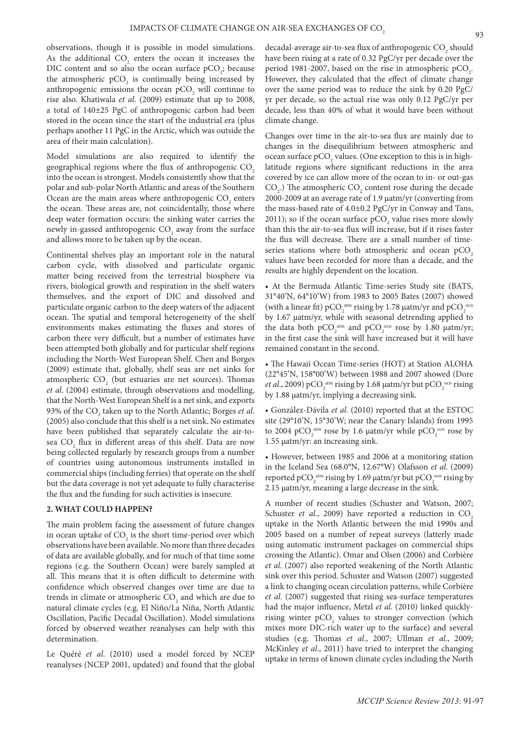observations, though it is possible in model simulations. As the additional $CO_2$ enters the ocean it increases the DIC content and so also the ocean surface $pCO_2$; because the atmospheric $pCO_2$ is continually being increased by anthropogenic emissions the ocean $pCO_2$ will continue to rise also. Khatiwala *et al*. (2009) estimate that up to 2008, a total of 140±25 PgC of anthropogenic carbon had been stored in the ocean since the start of the industrial era (plus perhaps another 11 PgC in the Arctic, which was outside the area of their main calculation).

Model simulations are also required to identify the geographical regions where the flux of anthropogenic $CO_2$ into the ocean is strongest. Models consistently show that the polar and sub-polar North Atlantic and areas of the Southern Ocean are the main areas where anthropogenic $CO_2$ enters the ocean. These areas are, not coincidentally, those where deep water formation occurs: the sinking water carries the newly in-gassed anthropogenic $CO_2$ away from the surface and allows more to be taken up by the ocean.

Continental shelves play an important role in the natural carbon cycle, with dissolved and particulate organic matter being received from the terrestrial biosphere via rivers, biological growth and respiration in the shelf waters themselves, and the export of DIC and dissolved and particulate organic carbon to the deep waters of the adjacent ocean. The spatial and temporal heterogeneity of the shelf environments makes estimating the fluxes and stores of carbon there very difficult, but a number of estimates have been attempted both globally and for particular shelf regions including the North-West European Shelf. Chen and Borges (2009) estimate that, globally, shelf seas are net sinks for atmospheric $CO_2$ (but estuaries are net sources). Thomas *et al*. (2004) estimate, through observations and modelling, that the North-West European Shelf is a net sink, and exports 93% of the $CO_2$ taken up to the North Atlantic; Borges *et al*. (2005) also conclude that this shelf is a net sink. No estimates have been published that separately calculate the air-to-sea $CO_2$ flux in different areas of this shelf. Data are now being collected regularly by research groups from a number of countries using autonomous instruments installed in commercial ships (including ferries) that operate on the shelf but the data coverage is not yet adequate to fully characterise the flux and the funding for such activities is insecure.

## 2. WHAT COULD HAPPEN?

The main problem facing the assessment of future changes in ocean uptake of $CO_2$ is the short time-period over which observations have been available. No more than three decades of data are available globally, and for much of that time some regions (e.g. the Southern Ocean) were barely sampled at all. This means that it is often difficult to determine with confidence which observed changes over time are due to trends in climate or atmospheric $CO_2$ and which are due to natural climate cycles (e.g. El Niño/La Niña, North Atlantic Oscillation, Pacific Decadal Oscillation). Model simulations forced by observed weather reanalyses can help with this determination.

Le Quéré *et al*. (2010) used a model forced by NCEP reanalyses (NCEP 2001, updated) and found that the global decadal-average air-to-sea flux of anthropogenic $CO_2$ should have been rising at a rate of 0.32 PgC/yr per decade over the period 1981-2007, based on the rise in atmospheric $pCO_2$. However, they calculated that the effect of climate change over the same period was to reduce the sink by 0.20 PgC/yr per decade, so the actual rise was only 0.12 PgC/yr per decade, less than 40% of what it would have been without climate change.

Changes over time in the air-to-sea flux are mainly due to changes in the disequilibrium between atmospheric and ocean surface $pCO_2$ values. (One exception to this is in high-latitude regions where significant reductions in the area covered by ice can allow more of the ocean to in- or out-gas $CO_2$.) The atmospheric $CO_2$ content rose during the decade 2000-2009 at an average rate of 1.9 μatm/yr (converting from the mass-based rate of 4.0±0.2 PgC/yr in Conway and Tans, 2011); so if the ocean surface $pCO_2$ value rises more slowly than this the air-to-sea flux will increase, but if it rises faster the flux will decrease. There are a small number of time-series stations where both atmospheric and ocean $pCO_2$ values have been recorded for more than a decade, and the results are highly dependent on the location.

- At the Bermuda Atlantic Time-series Study site (BATS, 31°40'N, 64°10'W) from 1983 to 2005 Bates (2007) showed (with a linear fit) $pCO_2^{atm}$ rising by 1.78 μatm/yr and $pCO_2^{ocn}$ by 1.67 μatm/yr, while with seasonal detrending applied to the data both $pCO_2^{atm}$ and $pCO_2^{ocn}$ rose by 1.80 μatm/yr; in the first case the sink will have increased but it will have remained constant in the second.
- The Hawaii Ocean Time-series (HOT) at Station ALOHA (22°45'N, 158°00'W) between 1988 and 2007 showed (Dore *et al*., 2009) $pCO_2^{atm}$ rising by 1.68 μatm/yr but $pCO_2^{ocn}$ rising by 1.88 μatm/yr, implying a decreasing sink.
- González-Dávila *et al*. (2010) reported that at the ESTOC site (29°10'N, 15°30'W; near the Canary Islands) from 1995 to 2004 $pCO_2^{atm}$ rose by 1.6 μatm/yr while $pCO_2^{ocn}$ rose by 1.55 μatm/yr: an increasing sink.
- However, between 1985 and 2006 at a monitoring station in the Iceland Sea (68.0°N, 12.67°W) Olafsson *et al*. (2009) reported $pCO_2^{atm}$ rising by 1.69 μatm/yr but $pCO_2^{ocn}$ rising by 2.15 μatm/yr, meaning a large decrease in the sink.

A number of recent studies (Schuster and Watson, 2007; Schuster *et al*., 2009) have reported a reduction in $CO_2$ uptake in the North Atlantic between the mid 1990s and 2005 based on a number of repeat surveys (latterly made using automatic instrument packages on commercial ships crossing the Atlantic). Omar and Olsen (2006) and Corbière *et al*. (2007) also reported weakening of the North Atlantic sink over this period. Schuster and Watson (2007) suggested a link to changing ocean circulation patterns, while Corbière *et al*. (2007) suggested that rising sea-surface temperatures had the major influence, Metzl *et al*. (2010) linked quickly-rising winter $pCO_2$ values to stronger convection (which mixes more DIC-rich water up to the surface) and several studies (e.g. Thomas *et al*., 2007; Ullman *et al*., 2009; McKinley *et al*., 2011) have tried to interpret the changing uptake in terms of known climate cycles including the North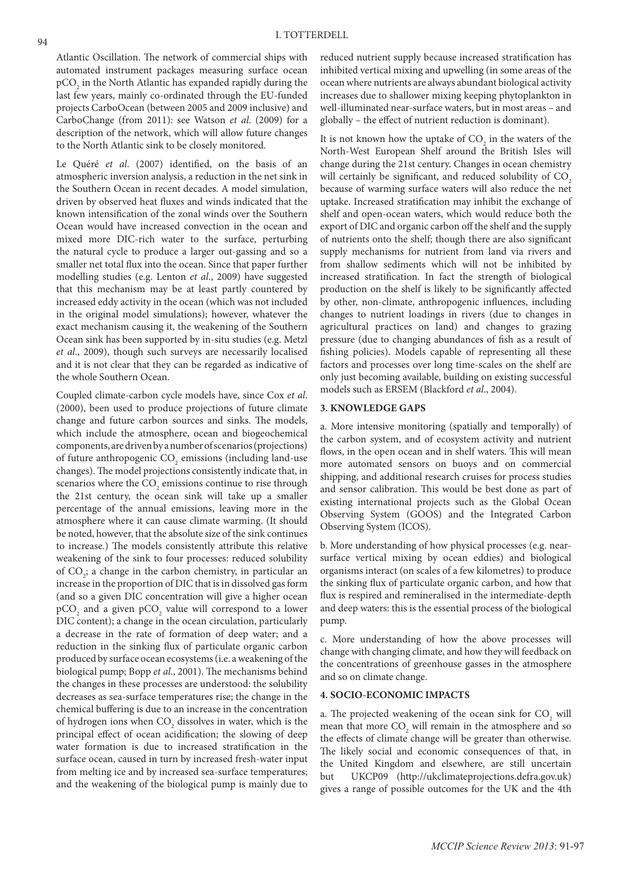Atlantic Oscillation. The network of commercial ships with automated instrument packages measuring surface ocean $pCO_2$ in the North Atlantic has expanded rapidly during the last few years, mainly co-ordinated through the EU-funded projects CarboOcean (between 2005 and 2009 inclusive) and CarboChange (from 2011): see Watson *et al.* (2009) for a description of the network, which will allow future changes to the North Atlantic sink to be closely monitored.

Le Quéré *et al.* (2007) identified, on the basis of an atmospheric inversion analysis, a reduction in the net sink in the Southern Ocean in recent decades. A model simulation, driven by observed heat fluxes and winds indicated that the known intensification of the zonal winds over the Southern Ocean would have increased convection in the ocean and mixed more DIC-rich water to the surface, perturbing the natural cycle to produce a larger out-gassing and so a smaller net total flux into the ocean. Since that paper further modelling studies (e.g. Lenton *et al.*, 2009) have suggested that this mechanism may be at least partly countered by increased eddy activity in the ocean (which was not included in the original model simulations); however, whatever the exact mechanism causing it, the weakening of the Southern Ocean sink has been supported by in-situ studies (e.g. Metzl *et al.*, 2009), though such surveys are necessarily localised and it is not clear that they can be regarded as indicative of the whole Southern Ocean.

Coupled climate-carbon cycle models have, since Cox *et al.* (2000), been used to produce projections of future climate change and future carbon sources and sinks. The models, which include the atmosphere, ocean and biogeochemical components, are driven by a number of scenarios (projections) of future anthropogenic $CO_2$ emissions (including land-use changes). The model projections consistently indicate that, in scenarios where the $CO_2$ emissions continue to rise through the 21st century, the ocean sink will take up a smaller percentage of the annual emissions, leaving more in the atmosphere where it can cause climate warming. (It should be noted, however, that the absolute size of the sink continues to increase.) The models consistently attribute this relative weakening of the sink to four processes: reduced solubility of $CO_2$; a change in the carbon chemistry, in particular an increase in the proportion of DIC that is in dissolved gas form (and so a given DIC concentration will give a higher ocean $pCO_2$ and a given $pCO_2$ value will correspond to a lower DIC content); a change in the ocean circulation, particularly a decrease in the rate of formation of deep water; and a reduction in the sinking flux of particulate organic carbon produced by surface ocean ecosystems (i.e. a weakening of the biological pump; Bopp *et al.*, 2001). The mechanisms behind the changes in these processes are understood: the solubility decreases as sea-surface temperatures rise; the change in the chemical buffering is due to an increase in the concentration of hydrogen ions when $CO_2$ dissolves in water, which is the principal effect of ocean acidification; the slowing of deep water formation is due to increased stratification in the surface ocean, caused in turn by increased fresh-water input from melting ice and by increased sea-surface temperatures; and the weakening of the biological pump is mainly due to reduced nutrient supply because increased stratification has inhibited vertical mixing and upwelling (in some areas of the ocean where nutrients are always abundant biological activity increases due to shallower mixing keeping phytoplankton in well-illuminated near-surface waters, but in most areas – and globally – the effect of nutrient reduction is dominant).

It is not known how the uptake of $CO_2$ in the waters of the North-West European Shelf around the British Isles will change during the 21st century. Changes in ocean chemistry will certainly be significant, and reduced solubility of $CO_2$ because of warming surface waters will also reduce the net uptake. Increased stratification may inhibit the exchange of shelf and open-ocean waters, which would reduce both the export of DIC and organic carbon off the shelf and the supply of nutrients onto the shelf; though there are also significant supply mechanisms for nutrient from land via rivers and from shallow sediments which will not be inhibited by increased stratification. In fact the strength of biological production on the shelf is likely to be significantly affected by other, non-climate, anthropogenic influences, including changes to nutrient loadings in rivers (due to changes in agricultural practices on land) and changes to grazing pressure (due to changing abundances of fish as a result of fishing policies). Models capable of representing all these factors and processes over long time-scales on the shelf are only just becoming available, building on existing successful models such as ERSEM (Blackford *et al.*, 2004).

## 3. KNOWLEDGE GAPS

a. More intensive monitoring (spatially and temporally) of the carbon system, and of ecosystem activity and nutrient flows, in the open ocean and in shelf waters. This will mean more automated sensors on buoys and on commercial shipping, and additional research cruises for process studies and sensor calibration. This would be best done as part of existing international projects such as the Global Ocean Observing System (GOOS) and the Integrated Carbon Observing System (ICOS).

b. More understanding of how physical processes (e.g. near-surface vertical mixing by ocean eddies) and biological organisms interact (on scales of a few kilometres) to produce the sinking flux of particulate organic carbon, and how that flux is respired and remineralised in the intermediate-depth and deep waters: this is the essential process of the biological pump.

c. More understanding of how the above processes will change with changing climate, and how they will feedback on the concentrations of greenhouse gasses in the atmosphere and so on climate change.

## 4. SOCIO-ECONOMIC IMPACTS

a. The projected weakening of the ocean sink for $CO_2$ will mean that more $CO_2$ will remain in the atmosphere and so the effects of climate change will be greater than otherwise. The likely social and economic consequences of that, in the United Kingdom and elsewhere, are still uncertain but UKCP09 (http://ukclimateprojections.defra.gov.uk) gives a range of possible outcomes for the UK and the 4th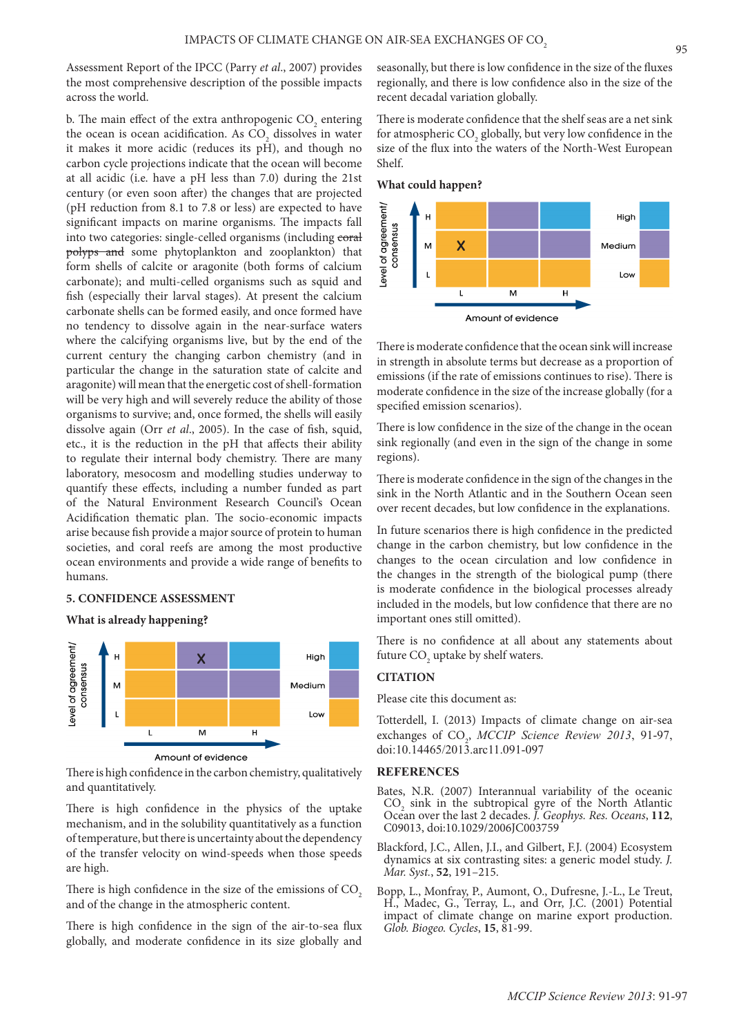Assessment Report of the IPCC (Parry *et al.*, 2007) provides the most comprehensive description of the possible impacts across the world.

b. The main effect of the extra anthropogenic $CO_2$ entering the ocean is ocean acidification. As $CO_2$ dissolves in water it makes it more acidic (reduces its pH), and though no carbon cycle projections indicate that the ocean will become at all acidic (i.e. have a pH less than 7.0) during the 21st century (or even soon after) the changes that are projected (pH reduction from 8.1 to 7.8 or less) are expected to have significant impacts on marine organisms. The impacts fall into two categories: single-celled organisms (including ~~coral polyps and~~ some phytoplankton and zooplankton) that form shells of calcite or aragonite (both forms of calcium carbonate); and multi-celled organisms such as squid and fish (especially their larval stages). At present the calcium carbonate shells can be formed easily, and once formed have no tendency to dissolve again in the near-surface waters where the calcifying organisms live, but by the end of the current century the changing carbon chemistry (and in particular the change in the saturation state of calcite and aragonite) will mean that the energetic cost of shell-formation will be very high and will severely reduce the ability of those organisms to survive; and, once formed, the shells will easily dissolve again (Orr *et al.*, 2005). In the case of fish, squid, etc., it is the reduction in the pH that affects their ability to regulate their internal body chemistry. There are many laboratory, mesocosm and modelling studies underway to quantify these effects, including a number funded as part of the Natural Environment Research Council's Ocean Acidification thematic plan. The socio-economic impacts arise because fish provide a major source of protein to human societies, and coral reefs are among the most productive ocean environments and provide a wide range of benefits to humans.

## 5. CONFIDENCE ASSESSMENT

### What is already happening?

| Level of agreement/ consensus | L | M | H |
|---|---|---|---|
| H | | X | |
| M | | | |
| L | | | |

Amount of evidence (L, M, H); Confidence: High, Medium, Low

There is high confidence in the carbon chemistry, qualitatively and quantitatively.

There is high confidence in the physics of the uptake mechanism, and in the solubility quantitatively as a function of temperature, but there is uncertainty about the dependency of the transfer velocity on wind-speeds when those speeds are high.

There is high confidence in the size of the emissions of $CO_2$ and of the change in the atmospheric content.

There is high confidence in the sign of the air-to-sea flux globally, and moderate confidence in its size globally and seasonally, but there is low confidence in the size of the fluxes regionally, and there is low confidence also in the size of the recent decadal variation globally.

There is moderate confidence that the shelf seas are a net sink for atmospheric $CO_2$ globally, but very low confidence in the size of the flux into the waters of the North-West European Shelf.

### What could happen?

| Level of agreement/ consensus | L | M | H |
|---|---|---|---|
| H | | | |
| M | X | | |
| L | | | |

Amount of evidence (L, M, H); Confidence: High, Medium, Low

There is moderate confidence that the ocean sink will increase in strength in absolute terms but decrease as a proportion of emissions (if the rate of emissions continues to rise). There is moderate confidence in the size of the increase globally (for a specified emission scenarios).

There is low confidence in the size of the change in the ocean sink regionally (and even in the sign of the change in some regions).

There is moderate confidence in the sign of the changes in the sink in the North Atlantic and in the Southern Ocean seen over recent decades, but low confidence in the explanations.

In future scenarios there is high confidence in the predicted change in the carbon chemistry, but low confidence in the changes to the ocean circulation and low confidence in the changes in the strength of the biological pump (there is moderate confidence in the biological processes already included in the models, but low confidence that there are no important ones still omitted).

There is no confidence at all about any statements about future $CO_2$ uptake by shelf waters.

## CITATION

Please cite this document as:

Totterdell, I. (2013) Impacts of climate change on air-sea exchanges of $CO_2$, *MCCIP Science Review 2013*, 91-97, doi:10.14465/2013.arc11.091-097

## REFERENCES

Bates, N.R. (2007) Interannual variability of the oceanic $CO_2$ sink in the subtropical gyre of the North Atlantic Ocean over the last 2 decades. *J. Geophys. Res. Oceans*, **112**, C09013, doi:10.1029/2006JC003759

Blackford, J.C., Allen, J.I., and Gilbert, F.J. (2004) Ecosystem dynamics at six contrasting sites: a generic model study. *J. Mar. Syst.*, **52**, 191–215.

Bopp, L., Monfray, P., Aumont, O., Dufresne, J.-L., Le Treut, H., Madec, G., Terray, L., and Orr, J.C. (2001) Potential impact of climate change on marine export production. *Glob. Biogeo. Cycles*, **15**, 81-99.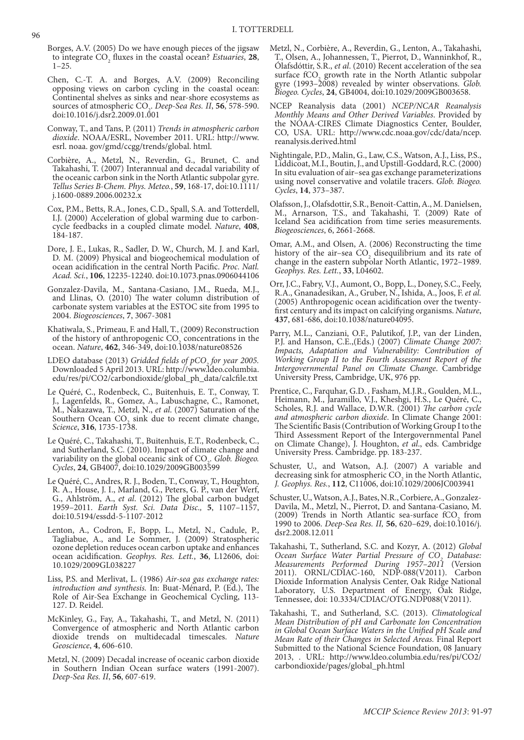Borges, A.V. (2005) Do we have enough pieces of the jigsaw to integrate $CO_2$ fluxes in the coastal ocean? *Estuaries*, **28**, 1–25.

Chen, C.-T. A. and Borges, A.V. (2009) Reconciling opposing views on carbon cycling in the coastal ocean: Continental shelves as sinks and near-shore ecosystems as sources of atmospheric $CO_2$. *Deep-Sea Res. II*, **56**, 578-590. doi:10.1016/j.dsr2.2009.01.001

Conway, T., and Tans, P. (2011) *Trends in atmospheric carbon dioxide*. NOAA/ESRL, November 2011. URL: http://www.esrl. noaa. gov/gmd/ccgg/trends/global. html.

Corbière, A., Metzl, N., Reverdin, G., Brunet, C. and Takahashi, T. (2007) Interannual and decadal variability of the oceanic carbon sink in the North Atlantic subpolar gyre. *Tellus Series B-Chem. Phys. Meteo.*, **59**, 168-17, doi:10.1111/ j.1600-0889.2006.00232.x

Cox, P.M., Betts, R.A., Jones, C.D., Spall, S.A. and Totterdell, I.J. (2000) Acceleration of global warming due to carbon-cycle feedbacks in a coupled climate model. *Nature*, **408**, 184-187.

Dore, J. E., Lukas, R., Sadler, D. W., Church, M. J. and Karl, D. M. (2009) Physical and biogeochemical modulation of ocean acidification in the central North Pacific. *Proc. Natl. Acad. Sci.*, **106**, 12235-12240. doi:10.1073.pnas.0906044106

Gonzalez-Davila, M., Santana-Casiano, J.M., Rueda, M.J., and Llinas, O. (2010) The water column distribution of carbonate system variables at the ESTOC site from 1995 to 2004. *Biogeosciences*, **7**, 3067-3081

Khatiwala, S., Primeau, F. and Hall, T., (2009) Reconstruction of the history of anthropogenic $CO_2$ concentrations in the ocean. *Nature*, **462**, 346-349, doi:10.1038/nature08526

LDEO database (2013) *Gridded fields of $pCO_2$ for year 2005.* Downloaded 5 April 2013. URL: http://www.ldeo.columbia. edu/res/pi/CO2/carbondioxide/global_ph_data/calcfile.txt

Le Quéré, C., Rodenbeck, C., Buitenhuis, E. T., Conway, T. J., Lagenfelds, R., Gomez, A., Labuschagne, C., Ramonet, M., Nakazawa, T., Metzl, N., *et al*. (2007) Saturation of the Southern Ocean $CO_2$ sink due to recent climate change, *Science*, **316**, 1735-1738.

Le Quéré, C., Takahashi, T., Buitenhuis, E.T., Rodenbeck, C., and Sutherland, S.C. (2010). Impact of climate change and variability on the global oceanic sink of $CO_2$. *Glob. Biogeo. Cycles*, **24**, GB4007, doi:10.1029/2009GB003599

Le Quéré, C., Andres, R. J., Boden, T., Conway, T., Houghton, R. A., House, J. I., Marland, G., Peters, G. P., van der Werf, G., Ahlström, A., *et al*. (2012) The global carbon budget 1959–2011. *Earth Syst. Sci. Data Disc.,* **5**, 1107–1157, doi:10.5194/essdd-5-1107-2012

Lenton, A., Codron, F., Bopp, L., Metzl, N., Cadule, P., Tagliabue, A., and Le Sommer, J. (2009) Stratospheric ozone depletion reduces ocean carbon uptake and enhances ocean acidification. *Geophys. Res. Lett.*, **36**, L12606, doi: 10.1029/2009GL038227

Liss, P.S. and Merlivat, L. (1986) *Air-sea gas exchange rates: introduction and synthesis.* In: Buat-Ménard, P. (Ed.), The Role of Air-Sea Exchange in Geochemical Cycling, 113-127. D. Reidel.

McKinley, G., Fay, A., Takahashi, T., and Metzl, N. (2011) Convergence of atmospheric and North Atlantic carbon dioxide trends on multidecadal timescales. *Nature Geoscience*, **4**, 606-610.

Metzl, N. (2009) Decadal increase of oceanic carbon dioxide in Southern Indian Ocean surface waters (1991-2007). *Deep-Sea Res. II*, **56**, 607-619.

Metzl, N., Corbière, A., Reverdin, G., Lenton, A., Takahashi, T., Olsen, A., Johannessen, T., Pierrot, D., Wanninkhof, R., Ólafsdóttir, S.R., *et al*. (2010) Recent acceleration of the sea surface $fCO_2$ growth rate in the North Atlantic subpolar gyre (1993–2008) revealed by winter observations. *Glob. Biogeo. Cycles*, **24**, GB4004, doi:10.1029/2009GB003658.

NCEP Reanalysis data (2001) *NCEP/NCAR Reanalysis Monthly Means and Other Derived Variables*. Provided by the NOAA-CIRES Climate Diagnostics Center, Boulder, CO, USA. URL: http://www.cdc.noaa.gov/cdc/data/ncep. reanalysis.derived.html

Nightingale, P.D., Malin, G., Law, C.S., Watson, A.J., Liss, P.S., Liddicoat, M.I., Boutin, J., and Upstill-Goddard, R.C. (2000) In situ evaluation of air–sea gas exchange parameterizations using novel conservative and volatile tracers. *Glob. Biogeo. Cycles*, **14**, 373–387.

Olafsson, J., Olafsdottir, S.R., Benoit-Cattin, A., M. Danielsen, M., Arnarson, T.S., and Takahashi, T. (2009) Rate of Iceland Sea acidification from time series measurements. *Biogeosciences*, 6, 2661-2668.

Omar, A.M., and Olsen, A. (2006) Reconstructing the time history of the air–sea $CO_2$ disequilibrium and its rate of change in the eastern subpolar North Atlantic, 1972–1989. *Geophys. Res. Lett.*, **33**, L04602.

Orr, J.C., Fabry, V.J., Aumont, O., Bopp, L., Doney, S.C., Feely, R.A., Gnanadesikan, A., Gruber, N., Ishida, A., Joos, F. *et al.* (2005) Anthropogenic ocean acidification over the twenty-first century and its impact on calcifying organisms. *Nature*, **437**, 681-686, doi:10.1038/nature04095.

Parry, M.L., Canziani, O.F., Palutikof, J.P., van der Linden, P.J. and Hanson, C.E.,(Eds.) (2007) *Climate Change 2007: Impacts, Adaptation and Vulnerability: Contribution of Working Group II to the Fourth Assessment Report of the Intergovernmental Panel on Climate Change*. Cambridge University Press, Cambridge, UK, 976 pp.

Prentice, C., Farquhar, G.D. , Fasham, M.J.R., Goulden, M.L., Heimann, M., Jaramillo, V.J., Kheshgi, H.S., Le Quéré, C., Scholes, R.J. and Wallace, D.W.R. (2001) *The carbon cycle and atmospheric carbon dioxide*. In Climate Change 2001: The Scientific Basis (Contribution of Working Group I to the Third Assessment Report of the Intergovernmental Panel on Climate Change), J. Houghton, *et al*., eds. Cambridge University Press. Cambridge. pp. 183-237.

Schuster, U., and Watson, A.J. (2007) A variable and decreasing sink for atmospheric $CO_2$ in the North Atlantic, *J. Geophys. Res.*, **112**, C11006, doi:10.1029/2006JC003941

Schuster, U., Watson, A.J., Bates, N.R., Corbiere, A., Gonzalez-Davila, M., Metzl, N., Pierrot, D. and Santana-Casiano, M. (2009) Trends in North Atlantic sea-surface $fCO_2$ from 1990 to 2006. *Deep-Sea Res. II,* **56**, 620–629, doi:10.1016/j. dsr2.2008.12.011

Takahashi, T., Sutherland, S.C. and Kozyr, A. (2012) *Global Ocean Surface Water Partial Pressure of $CO_2$ Database: Measurements Performed During 1957–2011* (Version 2011). ORNL/CDIAC-160, NDP-088(V2011). Carbon Dioxide Information Analysis Center, Oak Ridge National Laboratory, U.S. Department of Energy, Oak Ridge, Tennessee, doi: 10.3334/CDIAC/OTG.NDP088(V2011).

Takahashi, T., and Sutherland, S.C. (2013). *Climatological Mean Distribution of pH and Carbonate Ion Concentration in Global Ocean Surface Waters in the Unified pH Scale and Mean Rate of their Changes in Selected Areas.* Final Report Submitted to the National Science Foundation, 08 January 2013, . URL: http://www.ldeo.columbia.edu/res/pi/CO2/ carbondioxide/pages/global_ph.html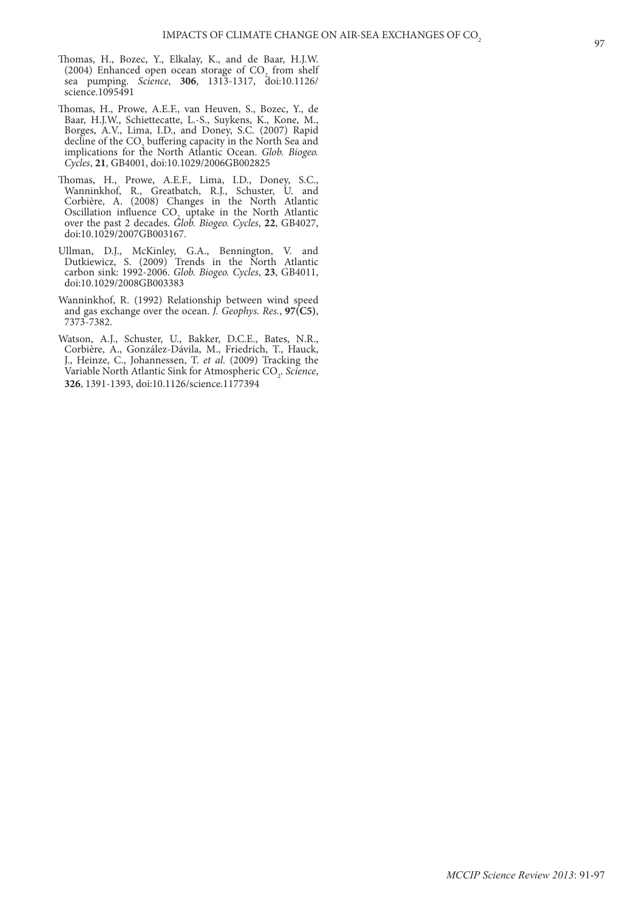Thomas, H., Bozec, Y., Elkalay, K., and de Baar, H.J.W. (2004) Enhanced open ocean storage of $CO_2$ from shelf sea pumping. *Science*, **306**, 1313-1317, doi:10.1126/science.1095491

Thomas, H., Prowe, A.E.F., van Heuven, S., Bozec, Y., de Baar, H.J.W., Schiettecatte, L.-S., Suykens, K., Kone, M., Borges, A.V., Lima, I.D., and Doney, S.C. (2007) Rapid decline of the $CO_2$ buffering capacity in the North Sea and implications for the North Atlantic Ocean. *Glob. Biogeo. Cycles*, **21**, GB4001, doi:10.1029/2006GB002825

Thomas, H., Prowe, A.E.F., Lima, I.D., Doney, S.C., Wanninkhof, R., Greatbatch, R.J., Schuster, U. and Corbière, A. (2008) Changes in the North Atlantic Oscillation influence $CO_2$ uptake in the North Atlantic over the past 2 decades. *Glob. Biogeo. Cycles*, **22**, GB4027, doi:10.1029/2007GB003167.

Ullman, D.J., McKinley, G.A., Bennington, V. and Dutkiewicz, S. (2009) Trends in the North Atlantic carbon sink: 1992-2006. *Glob. Biogeo. Cycles*, **23**, GB4011, doi:10.1029/2008GB003383

Wanninkhof, R. (1992) Relationship between wind speed and gas exchange over the ocean. *J. Geophys. Res.*, **97(C5)**, 7373-7382.

Watson, A.J., Schuster, U., Bakker, D.C.E., Bates, N.R., Corbière, A., González-Dávila, M., Friedrich, T., Hauck, J., Heinze, C., Johannessen, T. *et al.* (2009) Tracking the Variable North Atlantic Sink for Atmospheric $CO_2$. *Science*, **326**, 1391-1393, doi:10.1126/science.1177394